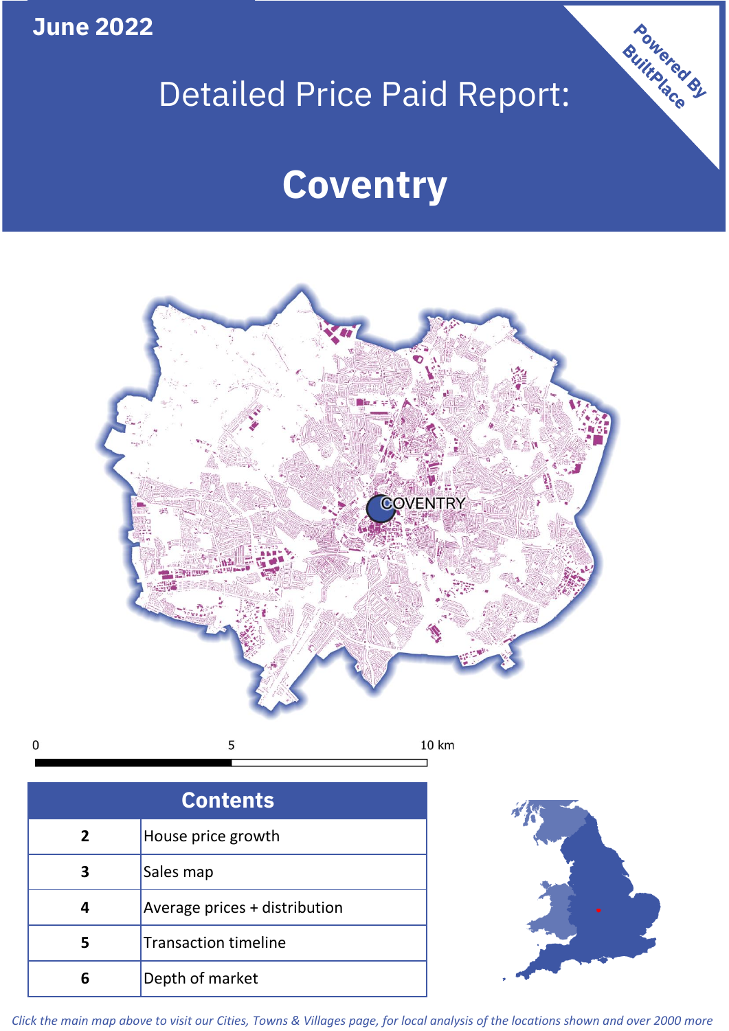**June 2022**

# Detailed Price Paid Report:

# Coventry

Powered By BuiltPlace

COVENTRY

0 5 10 km

| Contents | |
|---|---|
| 2 | House price growth |
| 3 | Sales map |
| 4 | Average prices + distribution |
| 5 | Transaction timeline |
| 6 | Depth of market |

*Click the main map above to visit our Cities, Towns & Villages page, for local analysis of the locations shown and over 2000 more*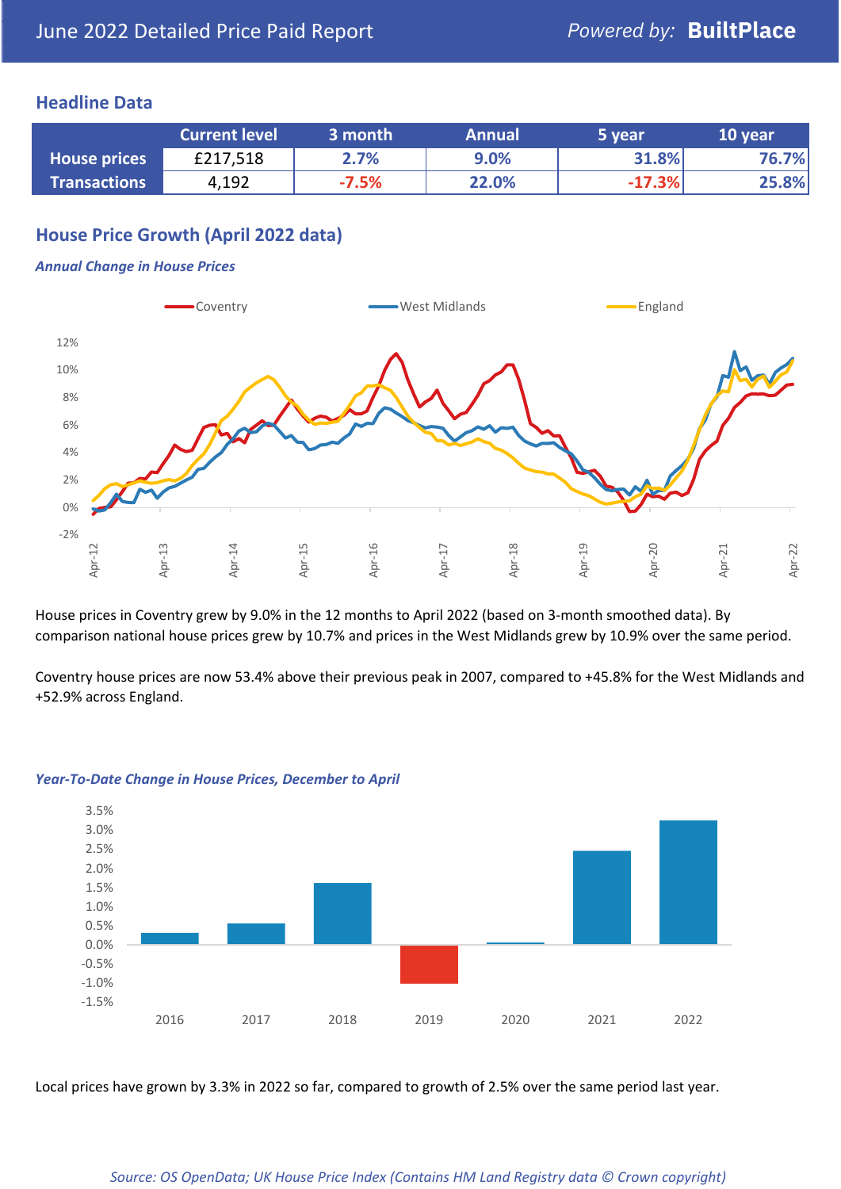June 2022 Detailed Price Paid Report

*Powered by:* **BuiltPlace**

## Headline Data

| | Current level | 3 month | Annual | 5 year | 10 year |
|---|---|---|---|---|---|
| **House prices** | £217,518 | 2.7% | 9.0% | 31.8% | 76.7% |
| **Transactions** | 4,192 | -7.5% | 22.0% | -17.3% | 25.8% |

## House Price Growth (April 2022 data)

### *Annual Change in House Prices*

House prices in Coventry grew by 9.0% in the 12 months to April 2022 (based on 3-month smoothed data). By comparison national house prices grew by 10.7% and prices in the West Midlands grew by 10.9% over the same period.

Coventry house prices are now 53.4% above their previous peak in 2007, compared to +45.8% for the West Midlands and +52.9% across England.

### *Year-To-Date Change in House Prices, December to April*

Local prices have grown by 3.3% in 2022 so far, compared to growth of 2.5% over the same period last year.

*Source: OS OpenData; UK House Price Index (Contains HM Land Registry data © Crown copyright)*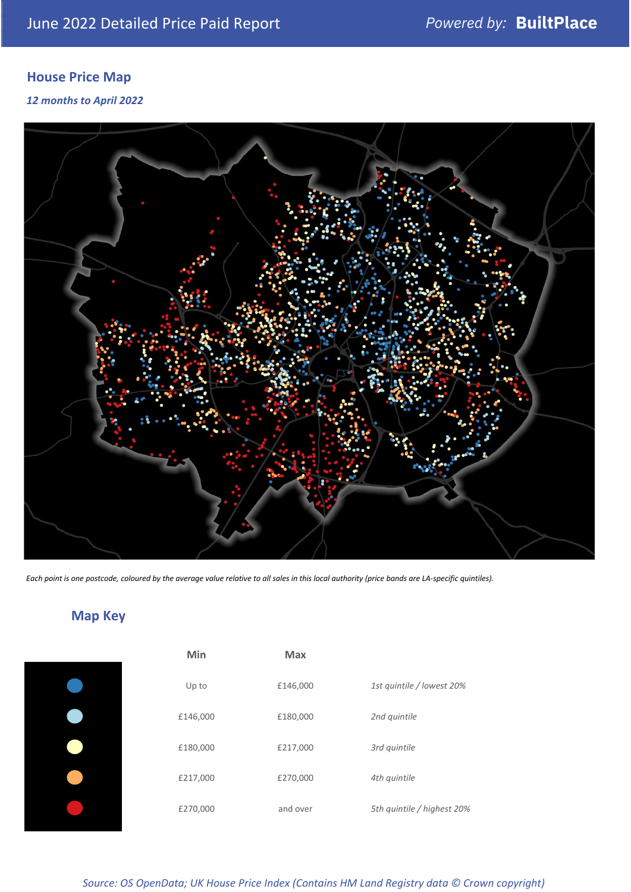June 2022 Detailed Price Paid Report

*Powered by:* **BuiltPlace**

## House Price Map

*12 months to April 2022*

*Each point is one postcode, coloured by the average value relative to all sales in this local authority (price bands are LA-specific quintiles).*

## Map Key

| | Min | Max | |
|---|---|---|---|
| ● | Up to | £146,000 | *1st quintile / lowest 20%* |
| ● | £146,000 | £180,000 | *2nd quintile* |
| ● | £180,000 | £217,000 | *3rd quintile* |
| ● | £217,000 | £270,000 | *4th quintile* |
| ● | £270,000 | and over | *5th quintile / highest 20%* |

*Source: OS OpenData; UK House Price Index (Contains HM Land Registry data © Crown copyright)*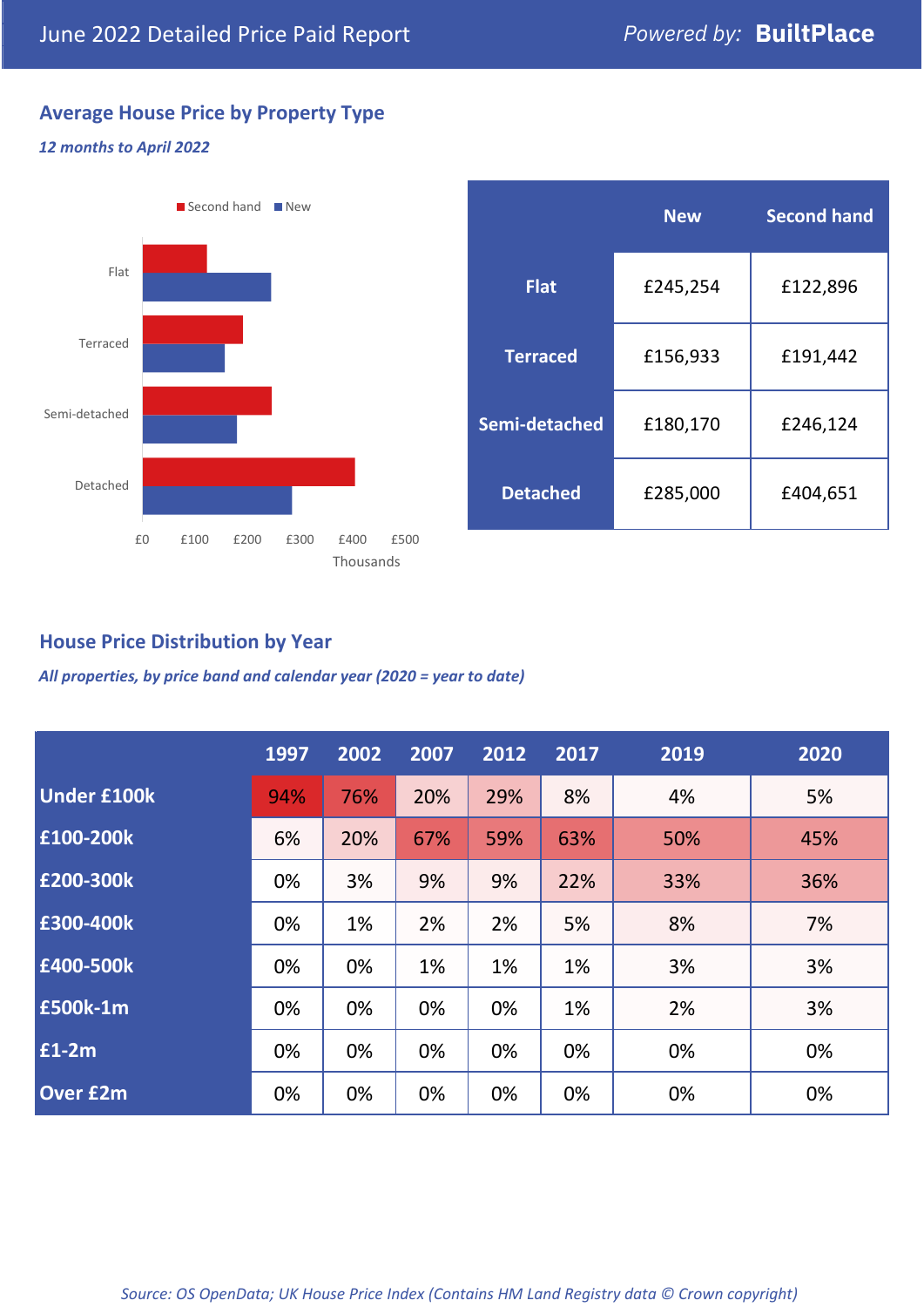June 2022 Detailed Price Paid Report

*Powered by:* **BuiltPlace**

## Average House Price by Property Type

***12 months to April 2022***

| | New | Second hand |
|---|---|---|
| **Flat** | £245,254 | £122,896 |
| **Terraced** | £156,933 | £191,442 |
| **Semi-detached** | £180,170 | £246,124 |
| **Detached** | £285,000 | £404,651 |

## House Price Distribution by Year

***All properties, by price band and calendar year (2020 = year to date)***

| | 1997 | 2002 | 2007 | 2012 | 2017 | 2019 | 2020 |
|---|---|---|---|---|---|---|---|
| **Under £100k** | 94% | 76% | 20% | 29% | 8% | 4% | 5% |
| **£100-200k** | 6% | 20% | 67% | 59% | 63% | 50% | 45% |
| **£200-300k** | 0% | 3% | 9% | 9% | 22% | 33% | 36% |
| **£300-400k** | 0% | 1% | 2% | 2% | 5% | 8% | 7% |
| **£400-500k** | 0% | 0% | 1% | 1% | 1% | 3% | 3% |
| **£500k-1m** | 0% | 0% | 0% | 0% | 1% | 2% | 3% |
| **£1-2m** | 0% | 0% | 0% | 0% | 0% | 0% | 0% |
| **Over £2m** | 0% | 0% | 0% | 0% | 0% | 0% | 0% |

*Source: OS OpenData; UK House Price Index (Contains HM Land Registry data © Crown copyright)*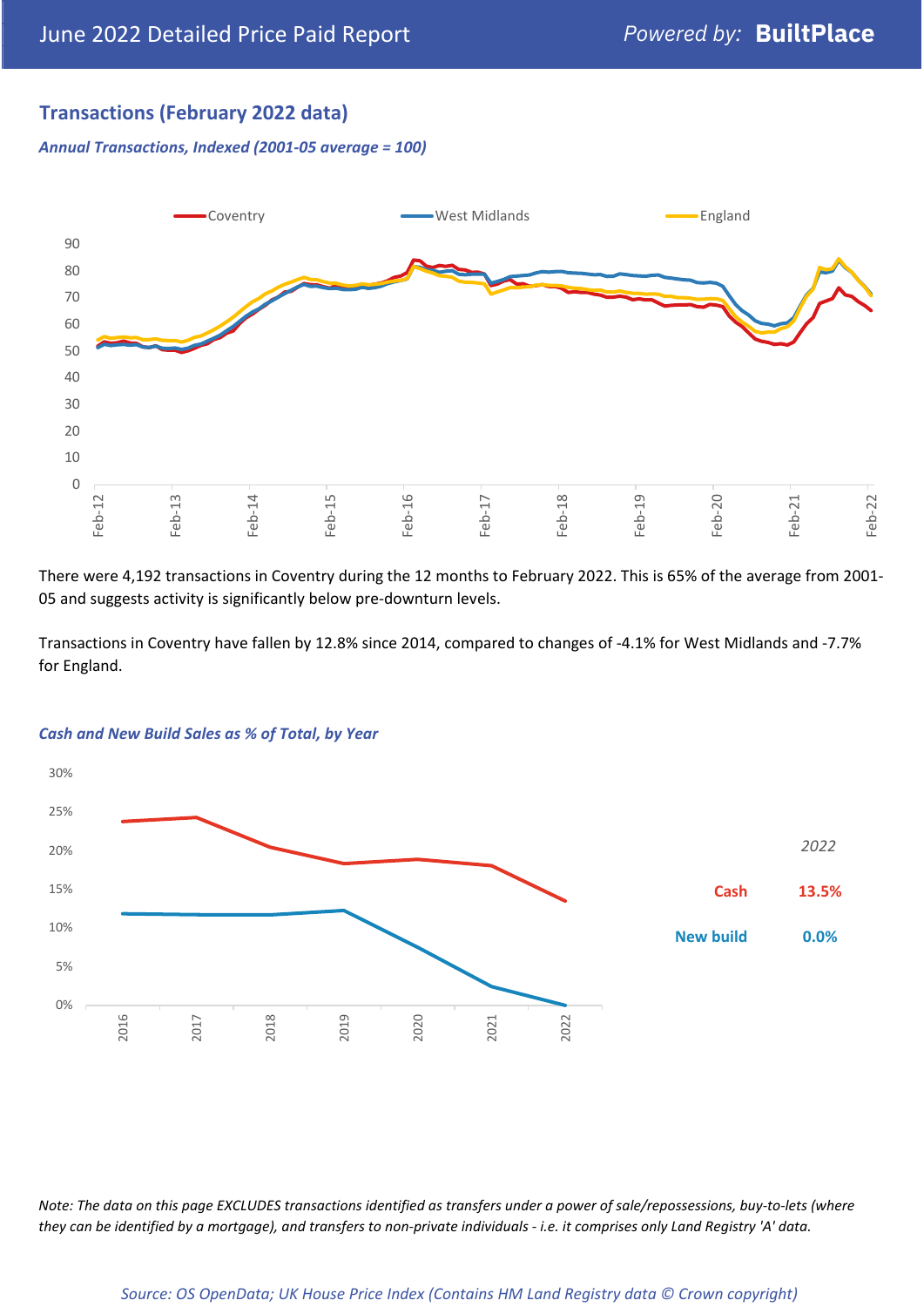## Transactions (February 2022 data)

*Annual Transactions, Indexed (2001-05 average = 100)*

There were 4,192 transactions in Coventry during the 12 months to February 2022. This is 65% of the average from 2001-05 and suggests activity is significantly below pre-downturn levels.

Transactions in Coventry have fallen by 12.8% since 2014, compared to changes of -4.1% for West Midlands and -7.7% for England.

*Cash and New Build Sales as % of Total, by Year*

| *2022* | |
|---|---|
| Cash | 13.5% |
| New build | 0.0% |

*Note: The data on this page EXCLUDES transactions identified as transfers under a power of sale/repossessions, buy-to-lets (where they can be identified by a mortgage), and transfers to non-private individuals - i.e. it comprises only Land Registry 'A' data.*

*Source: OS OpenData; UK House Price Index (Contains HM Land Registry data © Crown copyright)*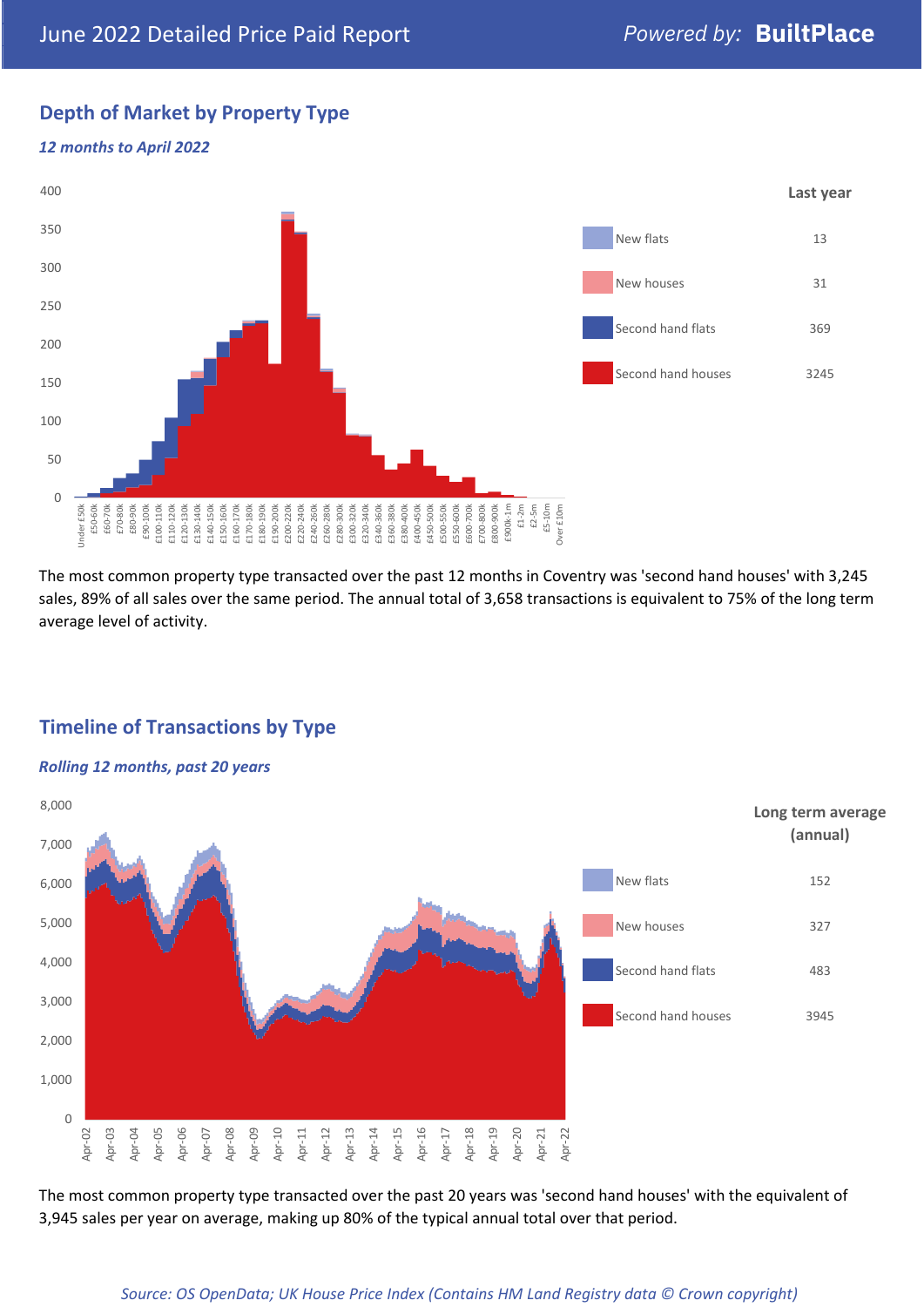June 2022 Detailed Price Paid Report

Powered by: **BuiltPlace**

## Depth of Market by Property Type

*12 months to April 2022*

400
350
300
250
200
150
100
50
0

Under £50k, £50-60k, £60-70k, £70-80k, £80-90k, £90-100k, £100-110k, £110-120k, £120-130k, £130-140k, £140-150k, £150-160k, £160-170k, £170-180k, £180-190k, £190-200k, £200-220k, £220-240k, £240-260k, £260-280k, £280-300k, £300-320k, £320-340k, £340-360k, £360-380k, £380-400k, £400-450k, £450-500k, £500-550k, £550-600k, £600-700k, £700-800k, £800-900k, £900k-1m, £1-2m, £2-5m, £5-10m, Over £10m

Last year

New flats 13
New houses 31
Second hand flats 369
Second hand houses 3245

The most common property type transacted over the past 12 months in Coventry was 'second hand houses' with 3,245 sales, 89% of all sales over the same period. The annual total of 3,658 transactions is equivalent to 75% of the long term average level of activity.

## Timeline of Transactions by Type

*Rolling 12 months, past 20 years*

8,000
7,000
6,000
5,000
4,000
3,000
2,000
1,000
0

Apr-02, Apr-03, Apr-04, Apr-05, Apr-06, Apr-07, Apr-08, Apr-09, Apr-10, Apr-11, Apr-12, Apr-13, Apr-14, Apr-15, Apr-16, Apr-17, Apr-18, Apr-19, Apr-20, Apr-21, Apr-22

Long term average (annual)

New flats 152
New houses 327
Second hand flats 483
Second hand houses 3945

The most common property type transacted over the past 20 years was 'second hand houses' with the equivalent of 3,945 sales per year on average, making up 80% of the typical annual total over that period.

*Source: OS OpenData; UK House Price Index (Contains HM Land Registry data © Crown copyright)*